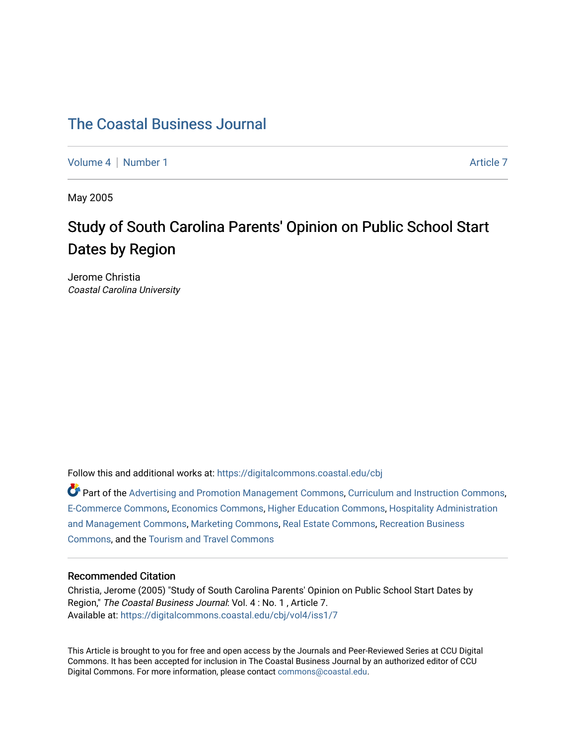# The Coastal Business Journal

Volume 4 | Number 1 Article 7

May 2005

## Study of South Carolina Parents' Opinion on Public School Start Dates by Region

Jerome Christia
*Coastal Carolina University*

Follow this and additional works at: https://digitalcommons.coastal.edu/cbj

Part of the Advertising and Promotion Management Commons, Curriculum and Instruction Commons, E-Commerce Commons, Economics Commons, Higher Education Commons, Hospitality Administration and Management Commons, Marketing Commons, Real Estate Commons, Recreation Business Commons, and the Tourism and Travel Commons

### Recommended Citation

Christia, Jerome (2005) "Study of South Carolina Parents' Opinion on Public School Start Dates by Region," *The Coastal Business Journal*: Vol. 4 : No. 1 , Article 7.
Available at: https://digitalcommons.coastal.edu/cbj/vol4/iss1/7

This Article is brought to you for free and open access by the Journals and Peer-Reviewed Series at CCU Digital Commons. It has been accepted for inclusion in The Coastal Business Journal by an authorized editor of CCU Digital Commons. For more information, please contact commons@coastal.edu.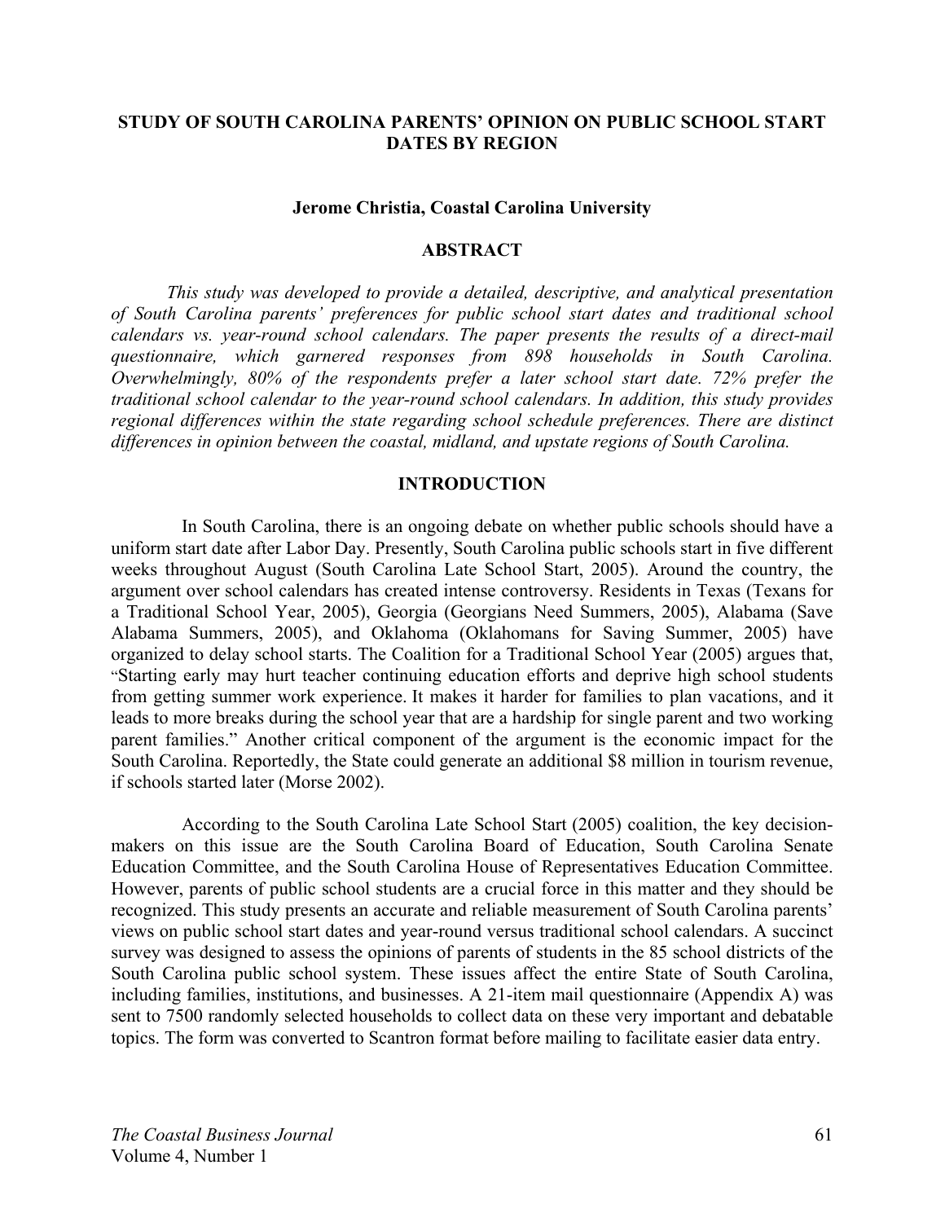## STUDY OF SOUTH CAROLINA PARENTS' OPINION ON PUBLIC SCHOOL START DATES BY REGION

**Jerome Christia, Coastal Carolina University**

### ABSTRACT

*This study was developed to provide a detailed, descriptive, and analytical presentation of South Carolina parents' preferences for public school start dates and traditional school calendars vs. year-round school calendars. The paper presents the results of a direct-mail questionnaire, which garnered responses from 898 households in South Carolina. Overwhelmingly, 80% of the respondents prefer a later school start date. 72% prefer the traditional school calendar to the year-round school calendars. In addition, this study provides regional differences within the state regarding school schedule preferences. There are distinct differences in opinion between the coastal, midland, and upstate regions of South Carolina.*

### INTRODUCTION

In South Carolina, there is an ongoing debate on whether public schools should have a uniform start date after Labor Day. Presently, South Carolina public schools start in five different weeks throughout August (South Carolina Late School Start, 2005). Around the country, the argument over school calendars has created intense controversy. Residents in Texas (Texans for a Traditional School Year, 2005), Georgia (Georgians Need Summers, 2005), Alabama (Save Alabama Summers, 2005), and Oklahoma (Oklahomans for Saving Summer, 2005) have organized to delay school starts. The Coalition for a Traditional School Year (2005) argues that, "Starting early may hurt teacher continuing education efforts and deprive high school students from getting summer work experience. It makes it harder for families to plan vacations, and it leads to more breaks during the school year that are a hardship for single parent and two working parent families." Another critical component of the argument is the economic impact for the South Carolina. Reportedly, the State could generate an additional $8 million in tourism revenue, if schools started later (Morse 2002).

According to the South Carolina Late School Start (2005) coalition, the key decision-makers on this issue are the South Carolina Board of Education, South Carolina Senate Education Committee, and the South Carolina House of Representatives Education Committee. However, parents of public school students are a crucial force in this matter and they should be recognized. This study presents an accurate and reliable measurement of South Carolina parents' views on public school start dates and year-round versus traditional school calendars. A succinct survey was designed to assess the opinions of parents of students in the 85 school districts of the South Carolina public school system. These issues affect the entire State of South Carolina, including families, institutions, and businesses. A 21-item mail questionnaire (Appendix A) was sent to 7500 randomly selected households to collect data on these very important and debatable topics. The form was converted to Scantron format before mailing to facilitate easier data entry.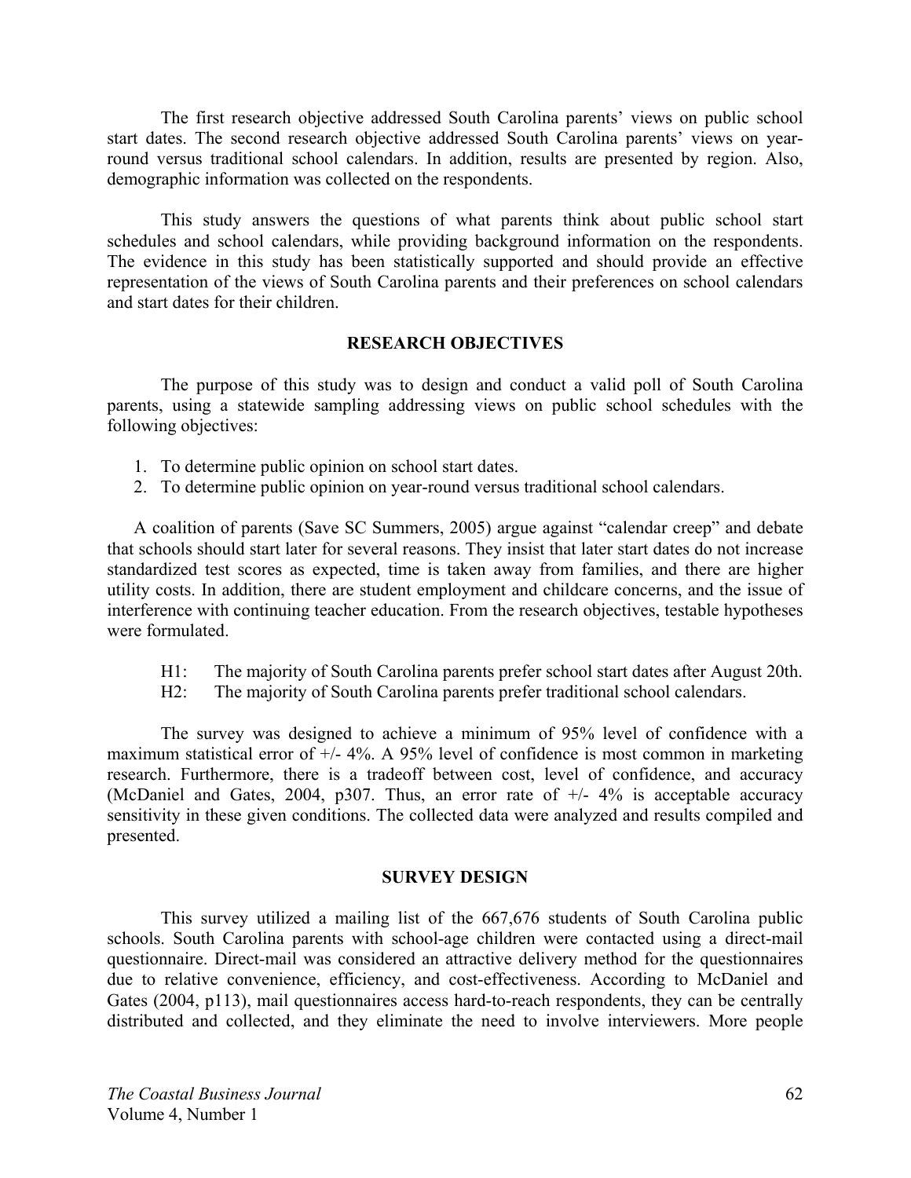The first research objective addressed South Carolina parents' views on public school start dates. The second research objective addressed South Carolina parents' views on year-round versus traditional school calendars. In addition, results are presented by region. Also, demographic information was collected on the respondents.

This study answers the questions of what parents think about public school start schedules and school calendars, while providing background information on the respondents. The evidence in this study has been statistically supported and should provide an effective representation of the views of South Carolina parents and their preferences on school calendars and start dates for their children.

## RESEARCH OBJECTIVES

The purpose of this study was to design and conduct a valid poll of South Carolina parents, using a statewide sampling addressing views on public school schedules with the following objectives:

1. To determine public opinion on school start dates.
2. To determine public opinion on year-round versus traditional school calendars.

A coalition of parents (Save SC Summers, 2005) argue against "calendar creep" and debate that schools should start later for several reasons. They insist that later start dates do not increase standardized test scores as expected, time is taken away from families, and there are higher utility costs. In addition, there are student employment and childcare concerns, and the issue of interference with continuing teacher education. From the research objectives, testable hypotheses were formulated.

- H1: The majority of South Carolina parents prefer school start dates after August 20th.
- H2: The majority of South Carolina parents prefer traditional school calendars.

The survey was designed to achieve a minimum of 95% level of confidence with a maximum statistical error of +/- 4%. A 95% level of confidence is most common in marketing research. Furthermore, there is a tradeoff between cost, level of confidence, and accuracy (McDaniel and Gates, 2004, p307. Thus, an error rate of +/- 4% is acceptable accuracy sensitivity in these given conditions. The collected data were analyzed and results compiled and presented.

## SURVEY DESIGN

This survey utilized a mailing list of the 667,676 students of South Carolina public schools. South Carolina parents with school-age children were contacted using a direct-mail questionnaire. Direct-mail was considered an attractive delivery method for the questionnaires due to relative convenience, efficiency, and cost-effectiveness. According to McDaniel and Gates (2004, p113), mail questionnaires access hard-to-reach respondents, they can be centrally distributed and collected, and they eliminate the need to involve interviewers. More people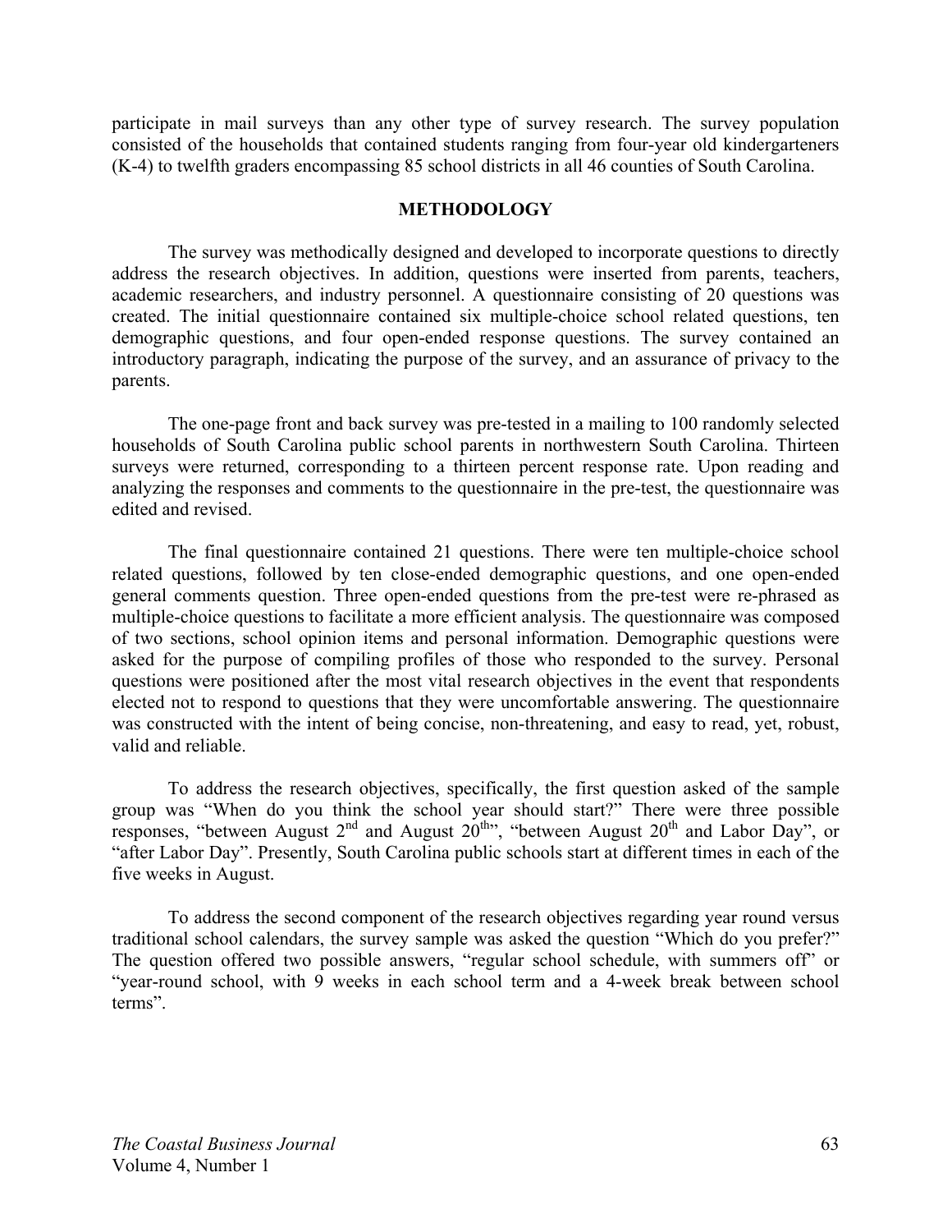participate in mail surveys than any other type of survey research. The survey population consisted of the households that contained students ranging from four-year old kindergarteners (K-4) to twelfth graders encompassing 85 school districts in all 46 counties of South Carolina.

## METHODOLOGY

The survey was methodically designed and developed to incorporate questions to directly address the research objectives. In addition, questions were inserted from parents, teachers, academic researchers, and industry personnel. A questionnaire consisting of 20 questions was created. The initial questionnaire contained six multiple-choice school related questions, ten demographic questions, and four open-ended response questions. The survey contained an introductory paragraph, indicating the purpose of the survey, and an assurance of privacy to the parents.

The one-page front and back survey was pre-tested in a mailing to 100 randomly selected households of South Carolina public school parents in northwestern South Carolina. Thirteen surveys were returned, corresponding to a thirteen percent response rate. Upon reading and analyzing the responses and comments to the questionnaire in the pre-test, the questionnaire was edited and revised.

The final questionnaire contained 21 questions. There were ten multiple-choice school related questions, followed by ten close-ended demographic questions, and one open-ended general comments question. Three open-ended questions from the pre-test were re-phrased as multiple-choice questions to facilitate a more efficient analysis. The questionnaire was composed of two sections, school opinion items and personal information. Demographic questions were asked for the purpose of compiling profiles of those who responded to the survey. Personal questions were positioned after the most vital research objectives in the event that respondents elected not to respond to questions that they were uncomfortable answering. The questionnaire was constructed with the intent of being concise, non-threatening, and easy to read, yet, robust, valid and reliable.

To address the research objectives, specifically, the first question asked of the sample group was "When do you think the school year should start?" There were three possible responses, "between August 2nd and August 20th", "between August 20th and Labor Day", or "after Labor Day". Presently, South Carolina public schools start at different times in each of the five weeks in August.

To address the second component of the research objectives regarding year round versus traditional school calendars, the survey sample was asked the question "Which do you prefer?" The question offered two possible answers, "regular school schedule, with summers off" or "year-round school, with 9 weeks in each school term and a 4-week break between school terms".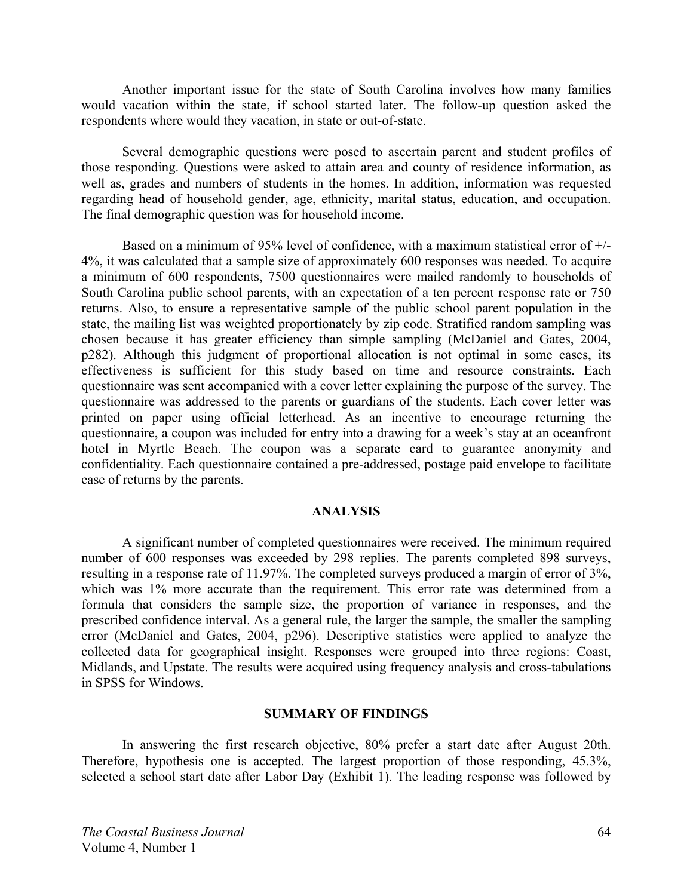Another important issue for the state of South Carolina involves how many families would vacation within the state, if school started later. The follow-up question asked the respondents where would they vacation, in state or out-of-state.

Several demographic questions were posed to ascertain parent and student profiles of those responding. Questions were asked to attain area and county of residence information, as well as, grades and numbers of students in the homes. In addition, information was requested regarding head of household gender, age, ethnicity, marital status, education, and occupation. The final demographic question was for household income.

Based on a minimum of 95% level of confidence, with a maximum statistical error of +/- 4%, it was calculated that a sample size of approximately 600 responses was needed. To acquire a minimum of 600 respondents, 7500 questionnaires were mailed randomly to households of South Carolina public school parents, with an expectation of a ten percent response rate or 750 returns. Also, to ensure a representative sample of the public school parent population in the state, the mailing list was weighted proportionately by zip code. Stratified random sampling was chosen because it has greater efficiency than simple sampling (McDaniel and Gates, 2004, p282). Although this judgment of proportional allocation is not optimal in some cases, its effectiveness is sufficient for this study based on time and resource constraints. Each questionnaire was sent accompanied with a cover letter explaining the purpose of the survey. The questionnaire was addressed to the parents or guardians of the students. Each cover letter was printed on paper using official letterhead. As an incentive to encourage returning the questionnaire, a coupon was included for entry into a drawing for a week's stay at an oceanfront hotel in Myrtle Beach. The coupon was a separate card to guarantee anonymity and confidentiality. Each questionnaire contained a pre-addressed, postage paid envelope to facilitate ease of returns by the parents.

## ANALYSIS

A significant number of completed questionnaires were received. The minimum required number of 600 responses was exceeded by 298 replies. The parents completed 898 surveys, resulting in a response rate of 11.97%. The completed surveys produced a margin of error of 3%, which was 1% more accurate than the requirement. This error rate was determined from a formula that considers the sample size, the proportion of variance in responses, and the prescribed confidence interval. As a general rule, the larger the sample, the smaller the sampling error (McDaniel and Gates, 2004, p296). Descriptive statistics were applied to analyze the collected data for geographical insight. Responses were grouped into three regions: Coast, Midlands, and Upstate. The results were acquired using frequency analysis and cross-tabulations in SPSS for Windows.

## SUMMARY OF FINDINGS

In answering the first research objective, 80% prefer a start date after August 20th. Therefore, hypothesis one is accepted. The largest proportion of those responding, 45.3%, selected a school start date after Labor Day (Exhibit 1). The leading response was followed by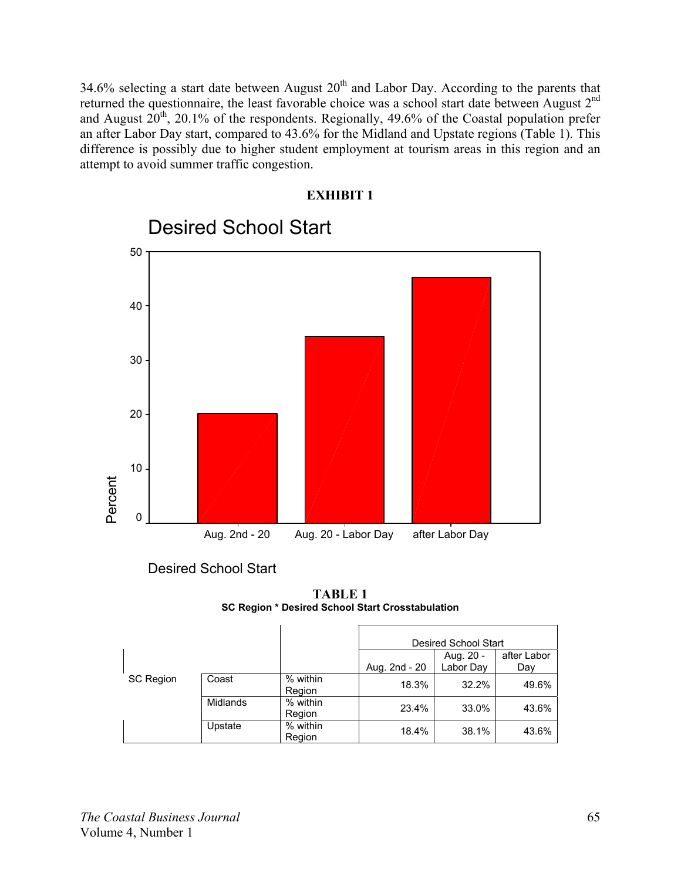34.6% selecting a start date between August 20th and Labor Day. According to the parents that returned the questionnaire, the least favorable choice was a school start date between August 2nd and August 20th, 20.1% of the respondents. Regionally, 49.6% of the Coastal population prefer an after Labor Day start, compared to 43.6% for the Midland and Upstate regions (Table 1). This difference is possibly due to higher student employment at tourism areas in this region and an attempt to avoid summer traffic congestion.

**EXHIBIT 1**

Desired School Start

| Desired School Start | Percent |
|---|---|
| Aug. 2nd - 20 | ~20 |
| Aug. 20 - Labor Day | ~34 |
| after Labor Day | ~45 |

Desired School Start

**TABLE 1**

**SC Region * Desired School Start Crosstabulation**

| | | | Desired School Start | | |
|---|---|---|---|---|---|
| | | | Aug. 2nd - 20 | Aug. 20 - Labor Day | after Labor Day |
| SC Region | Coast | % within Region | 18.3% | 32.2% | 49.6% |
| | Midlands | % within Region | 23.4% | 33.0% | 43.6% |
| | Upstate | % within Region | 18.4% | 38.1% | 43.6% |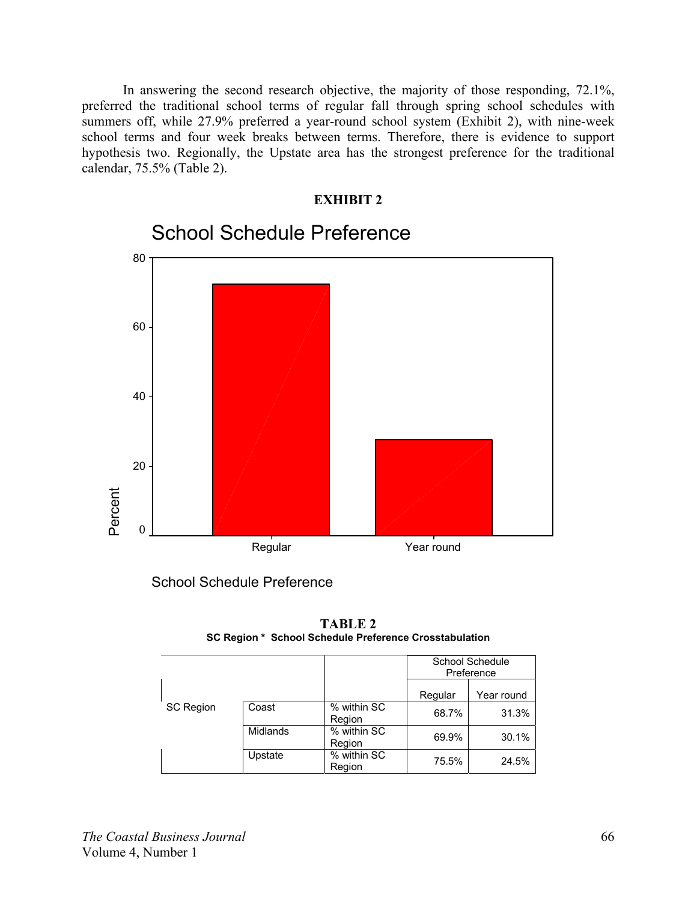In answering the second research objective, the majority of those responding, 72.1%, preferred the traditional school terms of regular fall through spring school schedules with summers off, while 27.9% preferred a year-round school system (Exhibit 2), with nine-week school terms and four week breaks between terms. Therefore, there is evidence to support hypothesis two. Regionally, the Upstate area has the strongest preference for the traditional calendar, 75.5% (Table 2).

**EXHIBIT 2**

School Schedule Preference

**TABLE 2**

**SC Region * School Schedule Preference Crosstabulation**

| | | | School Schedule Preference | |
|---|---|---|---|---|
| | | | Regular | Year round |
| SC Region | Coast | % within SC Region | 68.7% | 31.3% |
| | Midlands | % within SC Region | 69.9% | 30.1% |
| | Upstate | % within SC Region | 75.5% | 24.5% |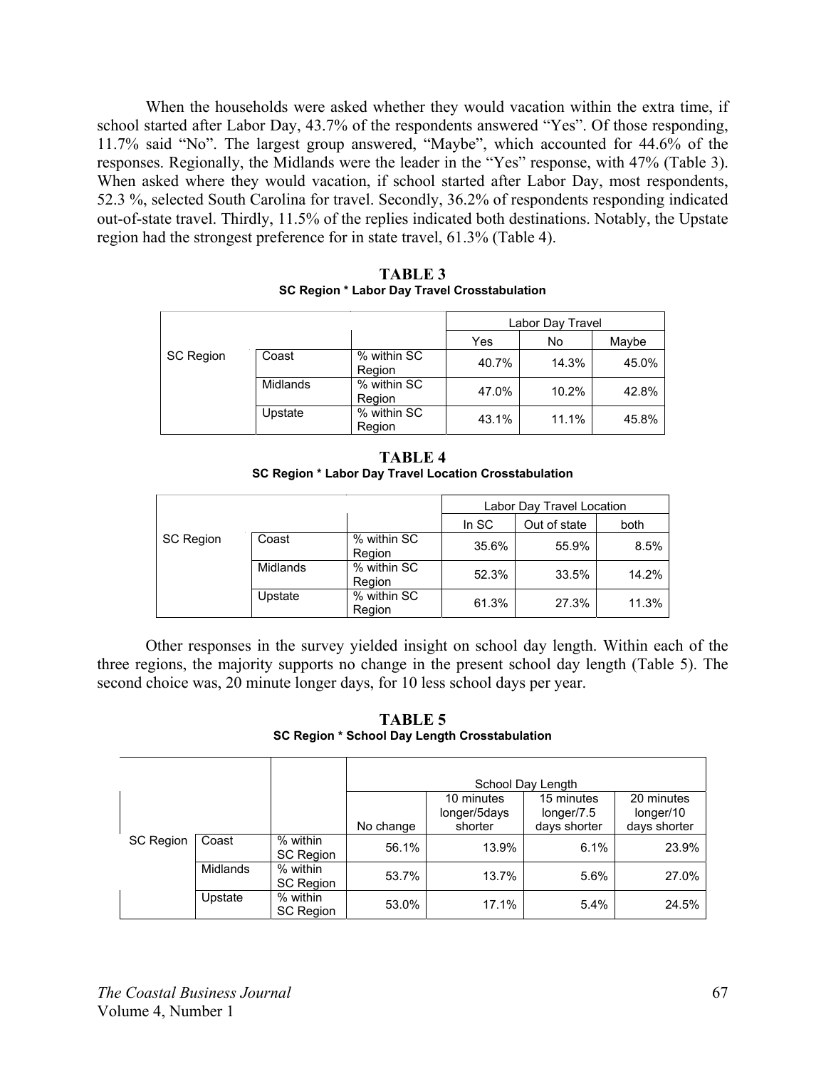When the households were asked whether they would vacation within the extra time, if school started after Labor Day, 43.7% of the respondents answered "Yes". Of those responding, 11.7% said "No". The largest group answered, "Maybe", which accounted for 44.6% of the responses. Regionally, the Midlands were the leader in the "Yes" response, with 47% (Table 3). When asked where they would vacation, if school started after Labor Day, most respondents, 52.3 %, selected South Carolina for travel. Secondly, 36.2% of respondents responding indicated out-of-state travel. Thirdly, 11.5% of the replies indicated both destinations. Notably, the Upstate region had the strongest preference for in state travel, 61.3% (Table 4).

**TABLE 3**
**SC Region * Labor Day Travel Crosstabulation**

| | | | Labor Day Travel | | |
|---|---|---|---|---|---|
| | | | Yes | No | Maybe |
| SC Region | Coast | % within SC Region | 40.7% | 14.3% | 45.0% |
| | Midlands | % within SC Region | 47.0% | 10.2% | 42.8% |
| | Upstate | % within SC Region | 43.1% | 11.1% | 45.8% |

**TABLE 4**
**SC Region * Labor Day Travel Location Crosstabulation**

| | | | Labor Day Travel Location | | |
|---|---|---|---|---|---|
| | | | In SC | Out of state | both |
| SC Region | Coast | % within SC Region | 35.6% | 55.9% | 8.5% |
| | Midlands | % within SC Region | 52.3% | 33.5% | 14.2% |
| | Upstate | % within SC Region | 61.3% | 27.3% | 11.3% |

Other responses in the survey yielded insight on school day length. Within each of the three regions, the majority supports no change in the present school day length (Table 5). The second choice was, 20 minute longer days, for 10 less school days per year.

**TABLE 5**
**SC Region * School Day Length Crosstabulation**

| | | | School Day Length | | | |
|---|---|---|---|---|---|---|
| | | | No change | 10 minutes longer/5days shorter | 15 minutes longer/7.5 days shorter | 20 minutes longer/10 days shorter |
| SC Region | Coast | % within SC Region | 56.1% | 13.9% | 6.1% | 23.9% |
| | Midlands | % within SC Region | 53.7% | 13.7% | 5.6% | 27.0% |
| | Upstate | % within SC Region | 53.0% | 17.1% | 5.4% | 24.5% |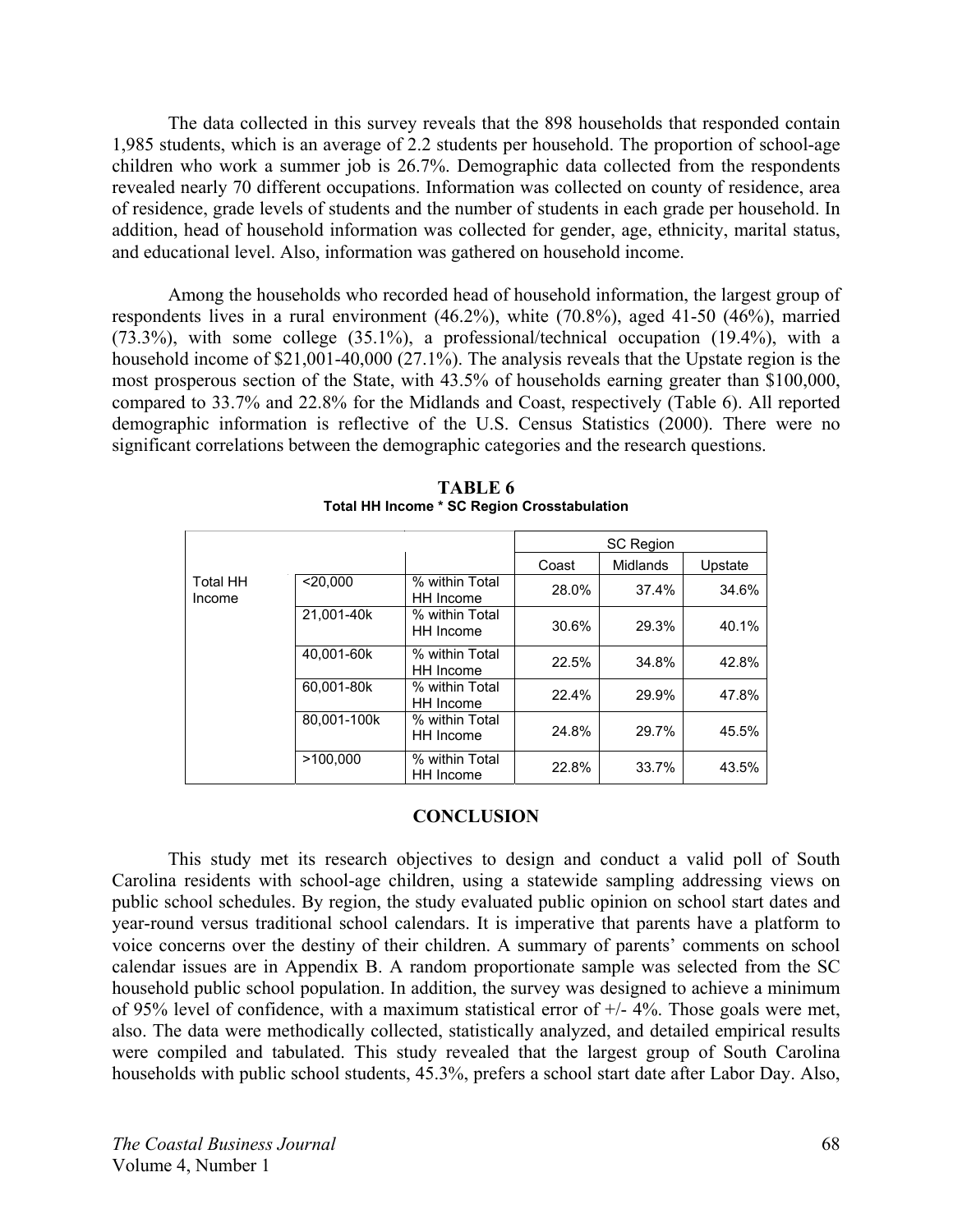The data collected in this survey reveals that the 898 households that responded contain 1,985 students, which is an average of 2.2 students per household. The proportion of school-age children who work a summer job is 26.7%. Demographic data collected from the respondents revealed nearly 70 different occupations. Information was collected on county of residence, area of residence, grade levels of students and the number of students in each grade per household. In addition, head of household information was collected for gender, age, ethnicity, marital status, and educational level. Also, information was gathered on household income.

Among the households who recorded head of household information, the largest group of respondents lives in a rural environment (46.2%), white (70.8%), aged 41-50 (46%), married (73.3%), with some college (35.1%), a professional/technical occupation (19.4%), with a household income of $21,001-40,000 (27.1%). The analysis reveals that the Upstate region is the most prosperous section of the State, with 43.5% of households earning greater than $100,000, compared to 33.7% and 22.8% for the Midlands and Coast, respectively (Table 6). All reported demographic information is reflective of the U.S. Census Statistics (2000). There were no significant correlations between the demographic categories and the research questions.

**TABLE 6**
**Total HH Income * SC Region Crosstabulation**

| | | | SC Region | | |
|---|---|---|---|---|---|
| | | | Coast | Midlands | Upstate |
| Total HH Income | <20,000 | % within Total HH Income | 28.0% | 37.4% | 34.6% |
| | 21,001-40k | % within Total HH Income | 30.6% | 29.3% | 40.1% |
| | 40,001-60k | % within Total HH Income | 22.5% | 34.8% | 42.8% |
| | 60,001-80k | % within Total HH Income | 22.4% | 29.9% | 47.8% |
| | 80,001-100k | % within Total HH Income | 24.8% | 29.7% | 45.5% |
| | >100,000 | % within Total HH Income | 22.8% | 33.7% | 43.5% |

## CONCLUSION

This study met its research objectives to design and conduct a valid poll of South Carolina residents with school-age children, using a statewide sampling addressing views on public school schedules. By region, the study evaluated public opinion on school start dates and year-round versus traditional school calendars. It is imperative that parents have a platform to voice concerns over the destiny of their children. A summary of parents' comments on school calendar issues are in Appendix B. A random proportionate sample was selected from the SC household public school population. In addition, the survey was designed to achieve a minimum of 95% level of confidence, with a maximum statistical error of +/- 4%. Those goals were met, also. The data were methodically collected, statistically analyzed, and detailed empirical results were compiled and tabulated. This study revealed that the largest group of South Carolina households with public school students, 45.3%, prefers a school start date after Labor Day. Also,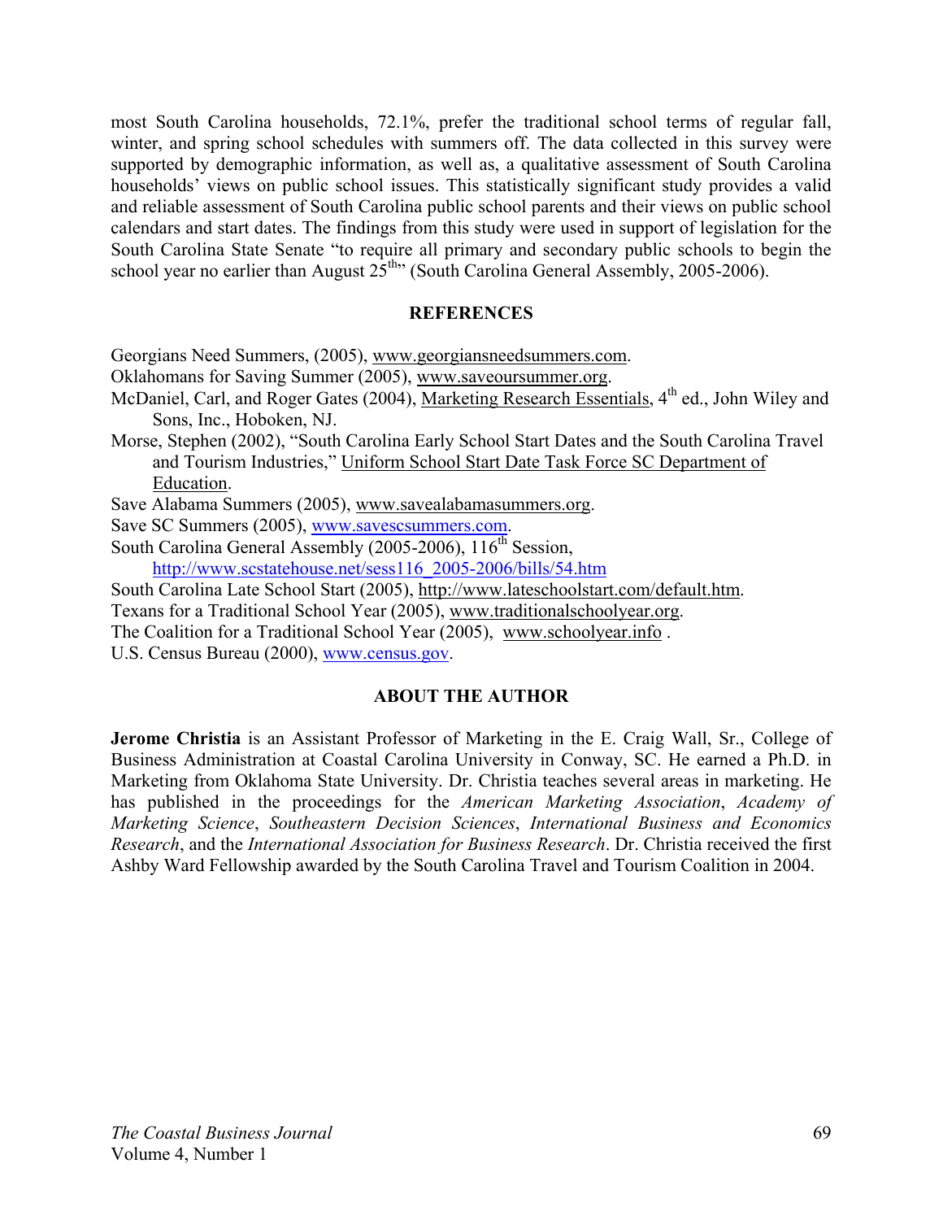most South Carolina households, 72.1%, prefer the traditional school terms of regular fall, winter, and spring school schedules with summers off. The data collected in this survey were supported by demographic information, as well as, a qualitative assessment of South Carolina households' views on public school issues. This statistically significant study provides a valid and reliable assessment of South Carolina public school parents and their views on public school calendars and start dates. The findings from this study were used in support of legislation for the South Carolina State Senate "to require all primary and secondary public schools to begin the school year no earlier than August 25th" (South Carolina General Assembly, 2005-2006).

## REFERENCES

Georgians Need Summers, (2005), www.georgiansneedsummers.com.

Oklahomans for Saving Summer (2005), www.saveoursummer.org.

McDaniel, Carl, and Roger Gates (2004), Marketing Research Essentials, 4th ed., John Wiley and Sons, Inc., Hoboken, NJ.

Morse, Stephen (2002), "South Carolina Early School Start Dates and the South Carolina Travel and Tourism Industries," Uniform School Start Date Task Force SC Department of Education.

Save Alabama Summers (2005), www.savealabamasummers.org.

Save SC Summers (2005), www.savescsummers.com.

South Carolina General Assembly (2005-2006), 116th Session, http://www.scstatehouse.net/sess116_2005-2006/bills/54.htm

South Carolina Late School Start (2005), http://www.lateschoolstart.com/default.htm.

Texans for a Traditional School Year (2005), www.traditionalschoolyear.org.

The Coalition for a Traditional School Year (2005), www.schoolyear.info .

U.S. Census Bureau (2000), www.census.gov.

## ABOUT THE AUTHOR

**Jerome Christia** is an Assistant Professor of Marketing in the E. Craig Wall, Sr., College of Business Administration at Coastal Carolina University in Conway, SC. He earned a Ph.D. in Marketing from Oklahoma State University. Dr. Christia teaches several areas in marketing. He has published in the proceedings for the *American Marketing Association*, *Academy of Marketing Science*, *Southeastern Decision Sciences*, *International Business and Economics Research*, and the *International Association for Business Research*. Dr. Christia received the first Ashby Ward Fellowship awarded by the South Carolina Travel and Tourism Coalition in 2004.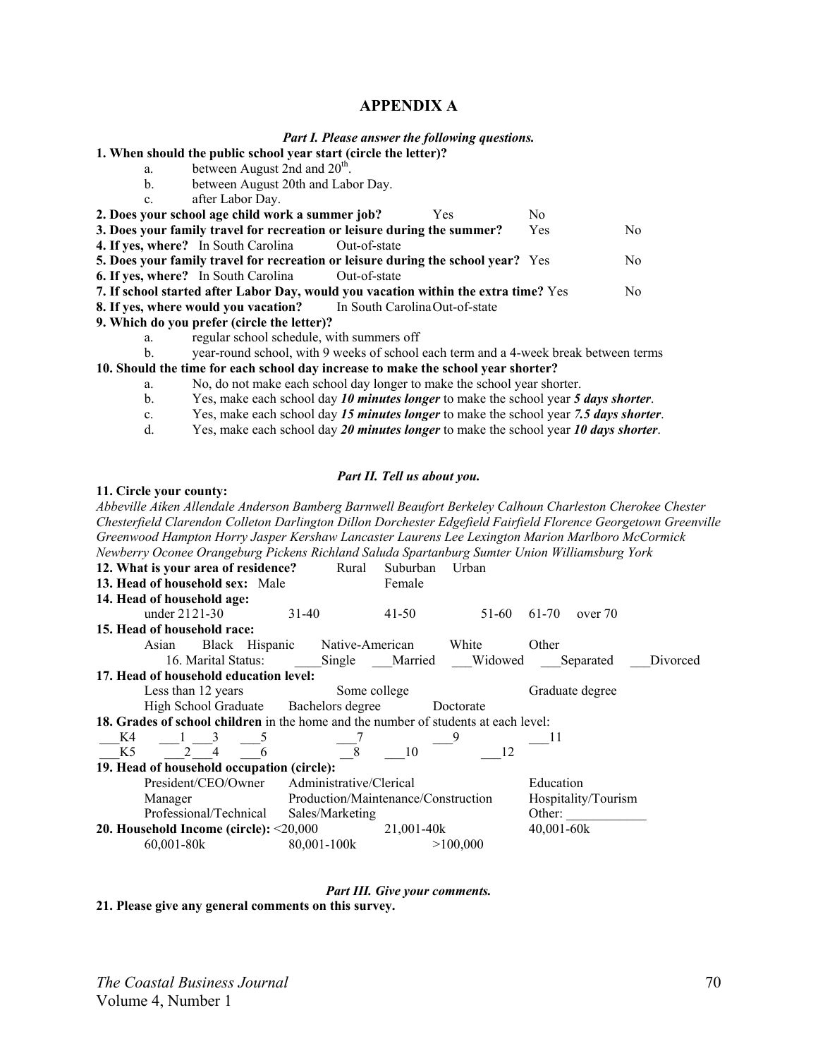# APPENDIX A

***Part I. Please answer the following questions.***

**1. When should the public school year start (circle the letter)?**

a. between August 2nd and 20th.
b. between August 20th and Labor Day.
c. after Labor Day.

**2. Does your school age child work a summer job?** Yes No

**3. Does your family travel for recreation or leisure during the summer?** Yes No

**4. If yes, where?** In South Carolina Out-of-state

**5. Does your family travel for recreation or leisure during the school year?** Yes No

**6. If yes, where?** In South Carolina Out-of-state

**7. If school started after Labor Day, would you vacation within the extra time?** Yes No

**8. If yes, where would you vacation?** In South Carolina Out-of-state

**9. Which do you prefer (circle the letter)?**

a. regular school schedule, with summers off
b. year-round school, with 9 weeks of school each term and a 4-week break between terms

**10. Should the time for each school day increase to make the school year shorter?**

a. No, do not make each school day longer to make the school year shorter.
b. Yes, make each school day ***10 minutes longer*** to make the school year ***5 days shorter***.
c. Yes, make each school day ***15 minutes longer*** to make the school year ***7.5 days shorter***.
d. Yes, make each school day ***20 minutes longer*** to make the school year ***10 days shorter***.

***Part II. Tell us about you.***

**11. Circle your county:**

*Abbeville Aiken Allendale Anderson Bamberg Barnwell Beaufort Berkeley Calhoun Charleston Cherokee Chester Chesterfield Clarendon Colleton Darlington Dillon Dorchester Edgefield Fairfield Florence Georgetown Greenville Greenwood Hampton Horry Jasper Kershaw Lancaster Laurens Lee Lexington Marion Marlboro McCormick Newberry Oconee Orangeburg Pickens Richland Saluda Spartanburg Sumter Union Williamsburg York*

**12. What is your area of residence?** Rural Suburban Urban

**13. Head of household sex:** Male Female

**14. Head of household age:**

under 21 21-30 31-40 41-50 51-60 61-70 over 70

**15. Head of household race:**

Asian Black Hispanic Native-American White Other

16. Marital Status: ____Single ___Married ___Widowed ___Separated ___Divorced

**17. Head of household education level:**

Less than 12 years Some college Graduate degree
High School Graduate Bachelors degree Doctorate

**18. Grades of school children** in the home and the number of students at each level:

___K4 ___1 ___3 ___5 ___7 ___9 ___11
___K5 ___2 ___4 ___6 ___8 ___10 ___12

**19. Head of household occupation (circle):**

President/CEO/Owner Administrative/Clerical Education
Manager Production/Maintenance/Construction Hospitality/Tourism
Professional/Technical Sales/Marketing Other: ____________

**20. Household Income (circle):** <20,000 21,001-40k 40,001-60k
60,001-80k 80,001-100k >100,000

***Part III. Give your comments.***

**21. Please give any general comments on this survey.**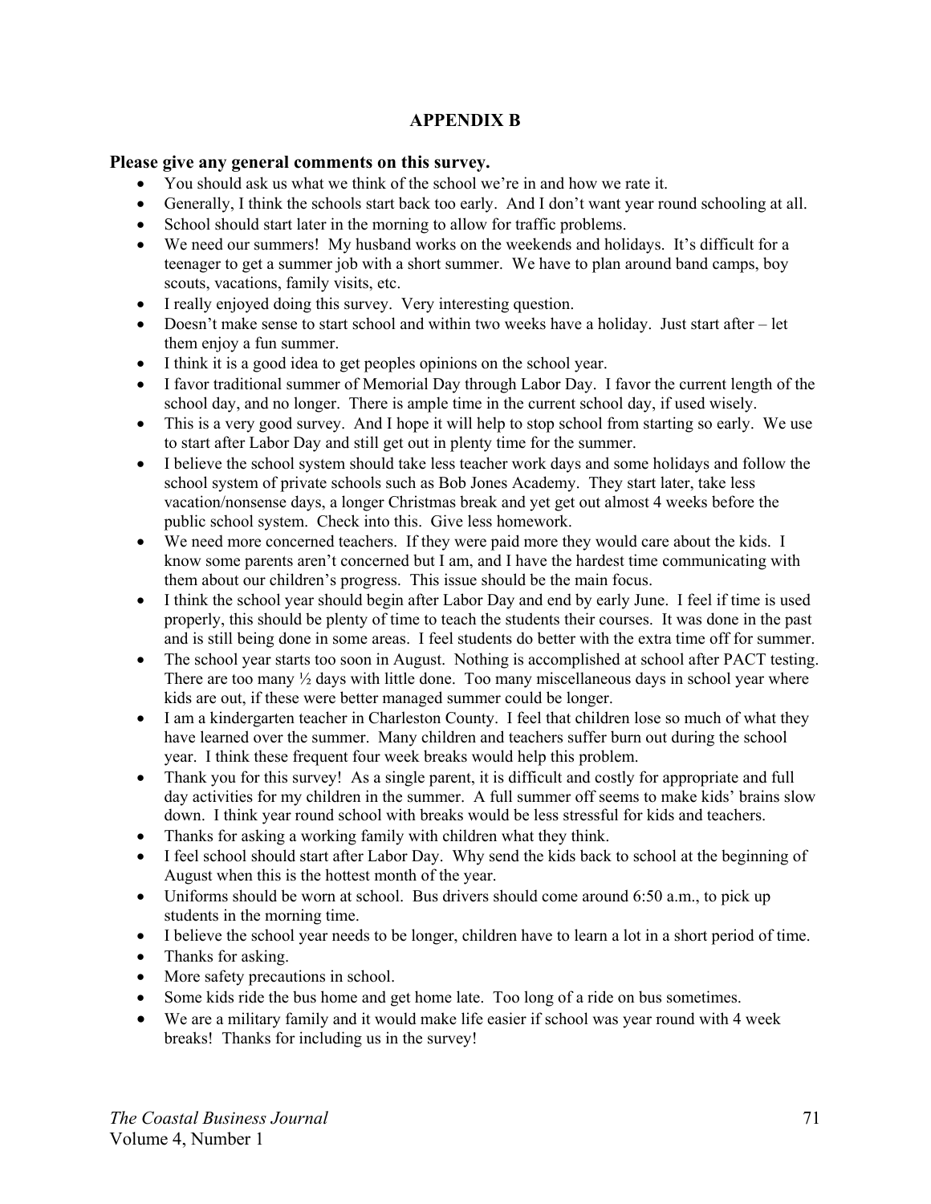## APPENDIX B

**Please give any general comments on this survey.**

- You should ask us what we think of the school we're in and how we rate it.
- Generally, I think the schools start back too early. And I don't want year round schooling at all.
- School should start later in the morning to allow for traffic problems.
- We need our summers! My husband works on the weekends and holidays. It's difficult for a teenager to get a summer job with a short summer. We have to plan around band camps, boy scouts, vacations, family visits, etc.
- I really enjoyed doing this survey. Very interesting question.
- Doesn't make sense to start school and within two weeks have a holiday. Just start after – let them enjoy a fun summer.
- I think it is a good idea to get peoples opinions on the school year.
- I favor traditional summer of Memorial Day through Labor Day. I favor the current length of the school day, and no longer. There is ample time in the current school day, if used wisely.
- This is a very good survey. And I hope it will help to stop school from starting so early. We use to start after Labor Day and still get out in plenty time for the summer.
- I believe the school system should take less teacher work days and some holidays and follow the school system of private schools such as Bob Jones Academy. They start later, take less vacation/nonsense days, a longer Christmas break and yet get out almost 4 weeks before the public school system. Check into this. Give less homework.
- We need more concerned teachers. If they were paid more they would care about the kids. I know some parents aren't concerned but I am, and I have the hardest time communicating with them about our children's progress. This issue should be the main focus.
- I think the school year should begin after Labor Day and end by early June. I feel if time is used properly, this should be plenty of time to teach the students their courses. It was done in the past and is still being done in some areas. I feel students do better with the extra time off for summer.
- The school year starts too soon in August. Nothing is accomplished at school after PACT testing. There are too many ½ days with little done. Too many miscellaneous days in school year where kids are out, if these were better managed summer could be longer.
- I am a kindergarten teacher in Charleston County. I feel that children lose so much of what they have learned over the summer. Many children and teachers suffer burn out during the school year. I think these frequent four week breaks would help this problem.
- Thank you for this survey! As a single parent, it is difficult and costly for appropriate and full day activities for my children in the summer. A full summer off seems to make kids' brains slow down. I think year round school with breaks would be less stressful for kids and teachers.
- Thanks for asking a working family with children what they think.
- I feel school should start after Labor Day. Why send the kids back to school at the beginning of August when this is the hottest month of the year.
- Uniforms should be worn at school. Bus drivers should come around 6:50 a.m., to pick up students in the morning time.
- I believe the school year needs to be longer, children have to learn a lot in a short period of time.
- Thanks for asking.
- More safety precautions in school.
- Some kids ride the bus home and get home late. Too long of a ride on bus sometimes.
- We are a military family and it would make life easier if school was year round with 4 week breaks! Thanks for including us in the survey!